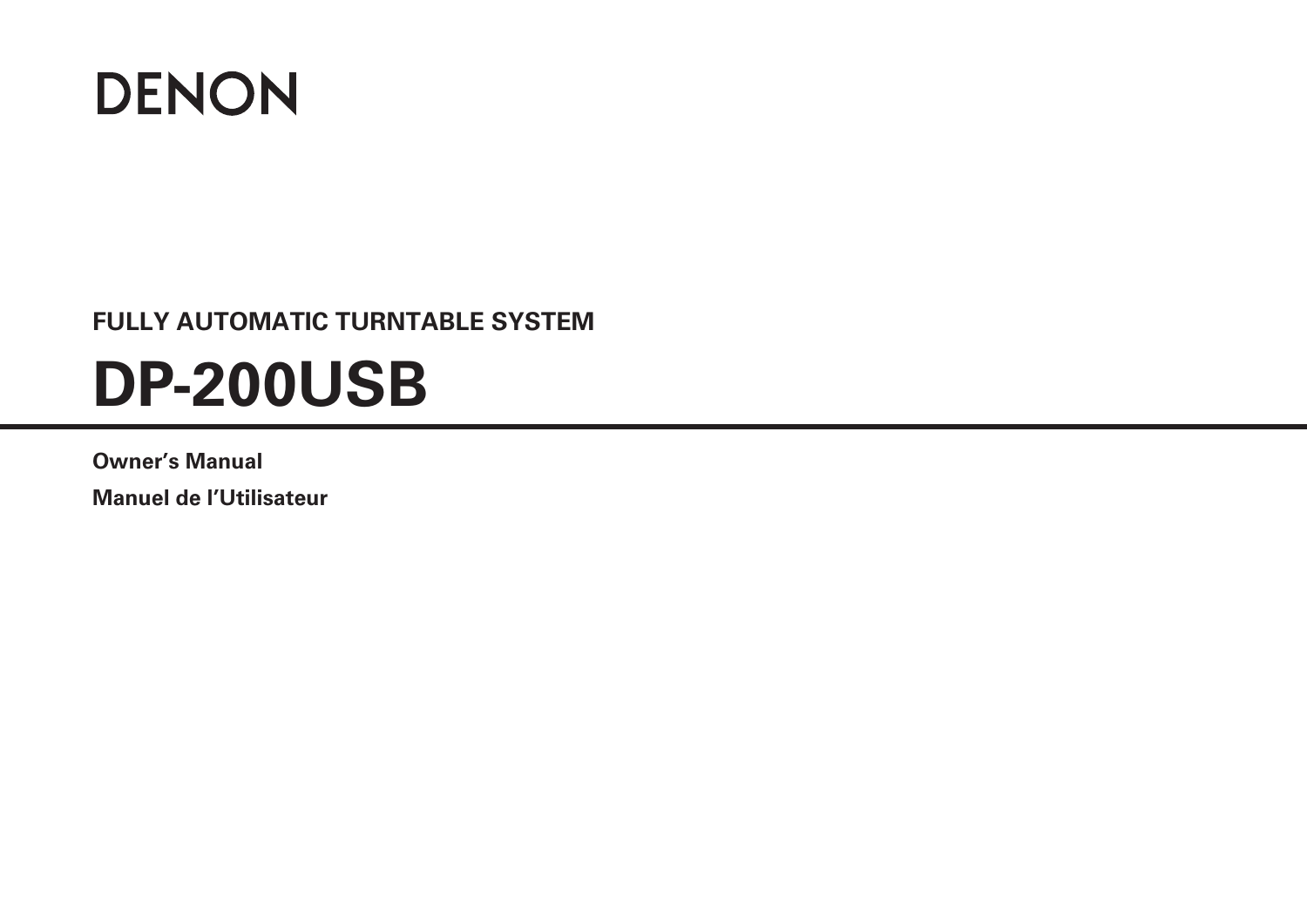DENON

**FULLY AUTOMATIC TURNTABLE SYSTEM**

# DP-200USB

**Owner's Manual**

**Manuel de l'Utilisateur**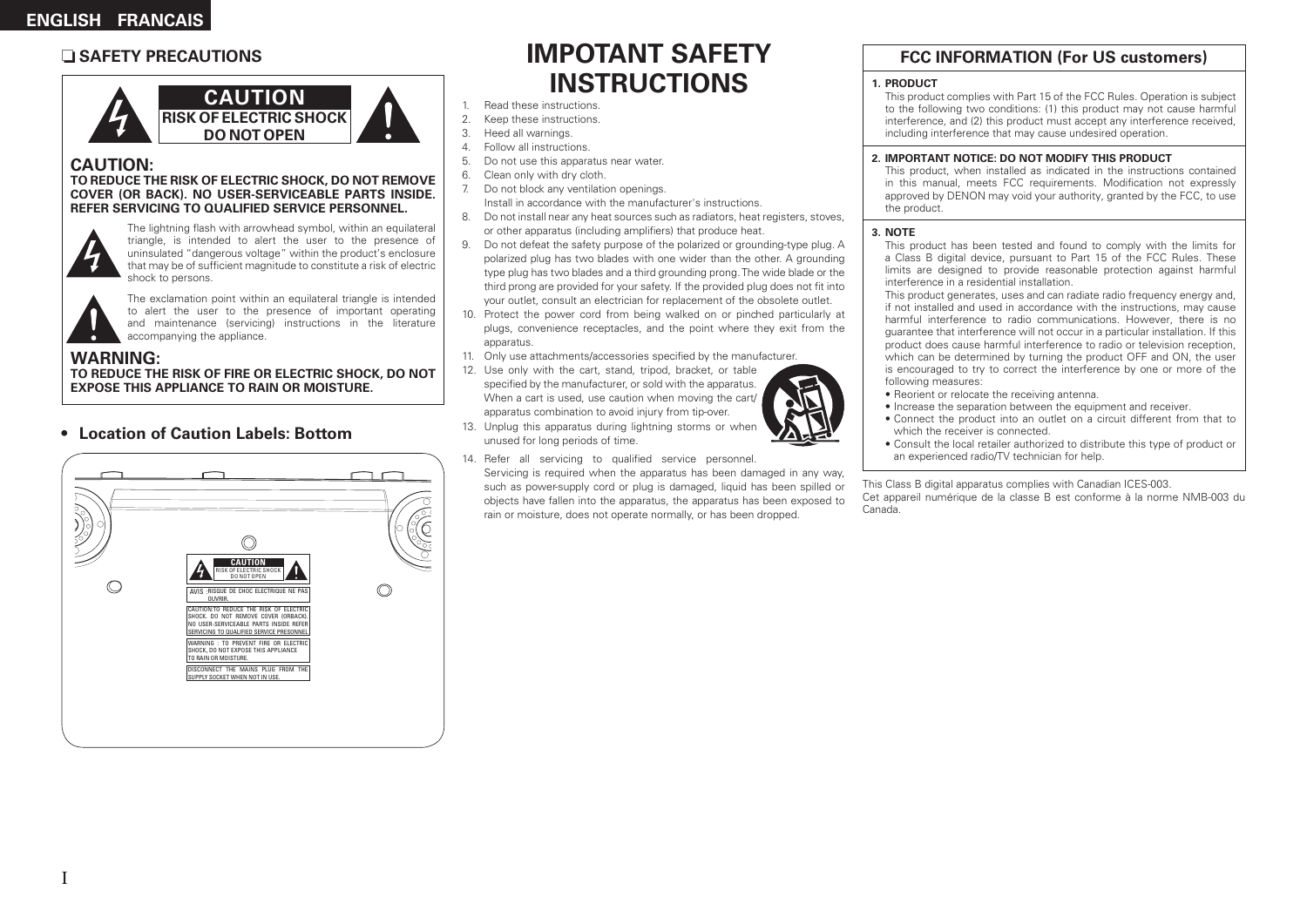ENGLISH FRANCAIS

## ❑ SAFETY PRECAUTIONS

**CAUTION**
**RISK OF ELECTRIC SHOCK**
**DO NOT OPEN**

### CAUTION:

**TO REDUCE THE RISK OF ELECTRIC SHOCK, DO NOT REMOVE COVER (OR BACK). NO USER-SERVICEABLE PARTS INSIDE. REFER SERVICING TO QUALIFIED SERVICE PERSONNEL.**

The lightning flash with arrowhead symbol, within an equilateral triangle, is intended to alert the user to the presence of uninsulated "dangerous voltage" within the product's enclosure that may be of sufficient magnitude to constitute a risk of electric shock to persons.

The exclamation point within an equilateral triangle is intended to alert the user to the presence of important operating and maintenance (servicing) instructions in the literature accompanying the appliance.

### WARNING:

**TO REDUCE THE RISK OF FIRE OR ELECTRIC SHOCK, DO NOT EXPOSE THIS APPLIANCE TO RAIN OR MOISTURE.**

- **Location of Caution Labels: Bottom**

CAUTION
RISK OF ELECTRIC SHOCK
DO NOT OPEN

AVIS :RISQUE DE CHOC ELECTRIQUE NE PAS OUVRIR.

CAUTION:TO REDUCE THE RISK OF ELECTRIC SHOCK. DO NOT REMOVE COVER (ORBACK). NO USER-SERVICEABLE PARTS INSIDE REFER SERVICING TO QUALIFIED SERVICE PRESONNEL.

WARNING : TO PREVENT FIRE OR ELECTRIC SHOCK, DO NOT EXPOSE THIS APPLIANCE TO RAIN OR MOISTURE.

DISCONNECT THE MAINS PLUG FROM THE SUPPLY SOCKET WHEN NOT IN USE.

# IMPOTANT SAFETY INSTRUCTIONS

1. Read these instructions.
2. Keep these instructions.
3. Heed all warnings.
4. Follow all instructions.
5. Do not use this apparatus near water.
6. Clean only with dry cloth.
7. Do not block any ventilation openings.
   Install in accordance with the manufacturer's instructions.
8. Do not install near any heat sources such as radiators, heat registers, stoves, or other apparatus (including amplifiers) that produce heat.
9. Do not defeat the safety purpose of the polarized or grounding-type plug. A polarized plug has two blades with one wider than the other. A grounding type plug has two blades and a third grounding prong. The wide blade or the third prong are provided for your safety. If the provided plug does not fit into your outlet, consult an electrician for replacement of the obsolete outlet.
10. Protect the power cord from being walked on or pinched particularly at plugs, convenience receptacles, and the point where they exit from the apparatus.
11. Only use attachments/accessories specified by the manufacturer.
12. Use only with the cart, stand, tripod, bracket, or table specified by the manufacturer, or sold with the apparatus. When a cart is used, use caution when moving the cart/apparatus combination to avoid injury from tip-over.
13. Unplug this apparatus during lightning storms or when unused for long periods of time.
14. Refer all servicing to qualified service personnel.
    Servicing is required when the apparatus has been damaged in any way, such as power-supply cord or plug is damaged, liquid has been spilled or objects have fallen into the apparatus, the apparatus has been exposed to rain or moisture, does not operate normally, or has been dropped.

## FCC INFORMATION (For US customers)

**1. PRODUCT**

This product complies with Part 15 of the FCC Rules. Operation is subject to the following two conditions: (1) this product may not cause harmful interference, and (2) this product must accept any interference received, including interference that may cause undesired operation.

**2. IMPORTANT NOTICE: DO NOT MODIFY THIS PRODUCT**

This product, when installed as indicated in the instructions contained in this manual, meets FCC requirements. Modification not expressly approved by DENON may void your authority, granted by the FCC, to use the product.

**3. NOTE**

This product has been tested and found to comply with the limits for a Class B digital device, pursuant to Part 15 of the FCC Rules. These limits are designed to provide reasonable protection against harmful interference in a residential installation.

This product generates, uses and can radiate radio frequency energy and, if not installed and used in accordance with the instructions, may cause harmful interference to radio communications. However, there is no guarantee that interference will not occur in a particular installation. If this product does cause harmful interference to radio or television reception, which can be determined by turning the product OFF and ON, the user is encouraged to try to correct the interference by one or more of the following measures:

- Reorient or relocate the receiving antenna.
- Increase the separation between the equipment and receiver.
- Connect the product into an outlet on a circuit different from that to which the receiver is connected.
- Consult the local retailer authorized to distribute this type of product or an experienced radio/TV technician for help.

This Class B digital apparatus complies with Canadian ICES-003.
Cet appareil numérique de la classe B est conforme à la norme NMB-003 du Canada.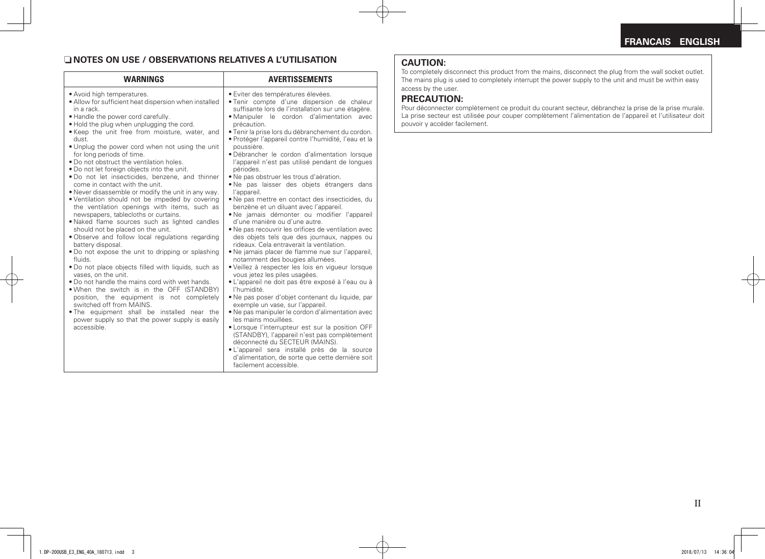## ❏ NOTES ON USE / OBSERVATIONS RELATIVES A L'UTILISATION

| WARNINGS | AVERTISSEMENTS |
|---|---|
| • Avoid high temperatures.<br>• Allow for sufficient heat dispersion when installed in a rack.<br>• Handle the power cord carefully.<br>• Hold the plug when unplugging the cord.<br>• Keep the unit free from moisture, water, and dust.<br>• Unplug the power cord when not using the unit for long periods of time.<br>• Do not obstruct the ventilation holes.<br>• Do not let foreign objects into the unit.<br>• Do not let insecticides, benzene, and thinner come in contact with the unit.<br>• Never disassemble or modify the unit in any way.<br>• Ventilation should not be impeded by covering the ventilation openings with items, such as newspapers, tablecloths or curtains.<br>• Naked flame sources such as lighted candles should not be placed on the unit.<br>• Observe and follow local regulations regarding battery disposal.<br>• Do not expose the unit to dripping or splashing fluids.<br>• Do not place objects filled with liquids, such as vases, on the unit.<br>• Do not handle the mains cord with wet hands.<br>• When the switch is in the OFF (STANDBY) position, the equipment is not completely switched off from MAINS.<br>• The equipment shall be installed near the power supply so that the power supply is easily accessible. | • Eviter des températures élevées.<br>• Tenir compte d'une dispersion de chaleur suffisante lors de l'installation sur une étagère.<br>• Manipuler le cordon d'alimentation avec précaution.<br>• Tenir la prise lors du débranchement du cordon.<br>• Protéger l'appareil contre l'humidité, l'eau et la poussière.<br>• Débrancher le cordon d'alimentation lorsque l'appareil n'est pas utilisé pendant de longues périodes.<br>• Ne pas obstruer les trous d'aération.<br>• Ne pas laisser des objets étrangers dans l'appareil.<br>• Ne pas mettre en contact des insecticides, du benzène et un diluant avec l'appareil.<br>• Ne jamais démonter ou modifier l'appareil d'une manière ou d'une autre.<br>• Ne pas recouvrir les orifices de ventilation avec des objets tels que des journaux, nappes ou rideaux. Cela entraverait la ventilation.<br>• Ne jamais placer de flamme nue sur l'appareil, notamment des bougies allumées.<br>• Veillez à respecter les lois en vigueur lorsque vous jetez les piles usagées.<br>• L'appareil ne doit pas être exposé à l'eau ou à l'humidité.<br>• Ne pas poser d'objet contenant du liquide, par exemple un vase, sur l'appareil.<br>• Ne pas manipuler le cordon d'alimentation avec les mains mouillées.<br>• Lorsque l'interrupteur est sur la position OFF (STANDBY), l'appareil n'est pas complètement déconnecté du SECTEUR (MAINS).<br>• L'appareil sera installé près de la source d'alimentation, de sorte que cette dernière soit facilement accessible. |

### CAUTION:

To completely disconnect this product from the mains, disconnect the plug from the wall socket outlet. The mains plug is used to completely interrupt the power supply to the unit and must be within easy access by the user.

### PRECAUTION:

Pour déconnecter complètement ce produit du courant secteur, débranchez la prise de la prise murale. La prise secteur est utilisée pour couper complètement l'alimentation de l'appareil et l'utilisateur doit pouvoir y accéder facilement.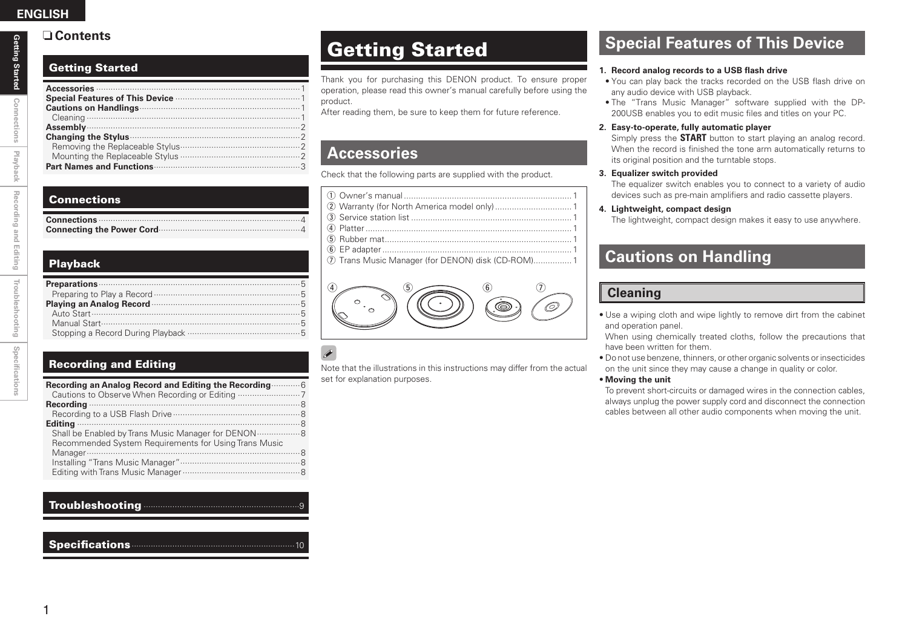ENGLISH

## ❑ Contents

### Getting Started

| | |
|---|---|
| **Accessories** | 1 |
| **Special Features of This Device** | 1 |
| **Cautions on Handlings** | 1 |
| Cleaning | 1 |
| **Assembly** | 2 |
| **Changing the Stylus** | 2 |
| Removing the Replaceable Stylus | 2 |
| Mounting the Replaceable Stylus | 2 |
| **Part Names and Functions** | 3 |

### Connections

| | |
|---|---|
| **Connections** | 4 |
| **Connecting the Power Cord** | 4 |

### Playback

| | |
|---|---|
| **Preparations** | 5 |
| Preparing to Play a Record | 5 |
| **Playing an Analog Record** | 5 |
| Auto Start | 5 |
| Manual Start | 5 |
| Stopping a Record During Playback | 5 |

### Recording and Editing

| | |
|---|---|
| **Recording an Analog Record and Editing the Recording** | 6 |
| Cautions to Observe When Recording or Editing | 7 |
| **Recording** | 8 |
| Recording to a USB Flash Drive | 8 |
| **Editing** | 8 |
| Shall be Enabled by Trans Music Manager for DENON | 8 |
| Recommended System Requirements for Using Trans Music Manager | 8 |
| Installing "Trans Music Manager" | 8 |
| Editing with Trans Music Manager | 8 |

### Troubleshooting ... 9

### Specifications ... 10

# Getting Started

Thank you for purchasing this DENON product. To ensure proper operation, please read this owner's manual carefully before using the product.
After reading them, be sure to keep them for future reference.

## Accessories

Check that the following parts are supplied with the product.

| | |
|---|---|
| ① Owner's manual | 1 |
| ② Warranty (for North America model only) | 1 |
| ③ Service station list | 1 |
| ④ Platter | 1 |
| ⑤ Rubber mat | 1 |
| ⑥ EP adapter | 1 |
| ⑦ Trans Music Manager (for DENON) disk (CD-ROM) | 1 |

④ ⑤ ⑥ ⑦

Note that the illustrations in this instructions may differ from the actual set for explanation purposes.

## Special Features of This Device

1. **Record analog records to a USB flash drive**
   - You can play back the tracks recorded on the USB flash drive on any audio device with USB playback.
   - The "Trans Music Manager" software supplied with the DP-200USB enables you to edit music files and titles on your PC.
2. **Easy-to-operate, fully automatic player**
   Simply press the **START** button to start playing an analog record. When the record is finished the tone arm automatically returns to its original position and the turntable stops.
3. **Equalizer switch provided**
   The equalizer switch enables you to connect to a variety of audio devices such as pre-main amplifiers and radio cassette players.
4. **Lightweight, compact design**
   The lightweight, compact design makes it easy to use anywhere.

## Cautions on Handling

### Cleaning

- Use a wiping cloth and wipe lightly to remove dirt from the cabinet and operation panel.
  When using chemically treated cloths, follow the precautions that have been written for them.
- Do not use benzene, thinners, or other organic solvents or insecticides on the unit since they may cause a change in quality or color.
- **Moving the unit**
  To prevent short-circuits or damaged wires in the connection cables, always unplug the power supply cord and disconnect the connection cables between all other audio components when moving the unit.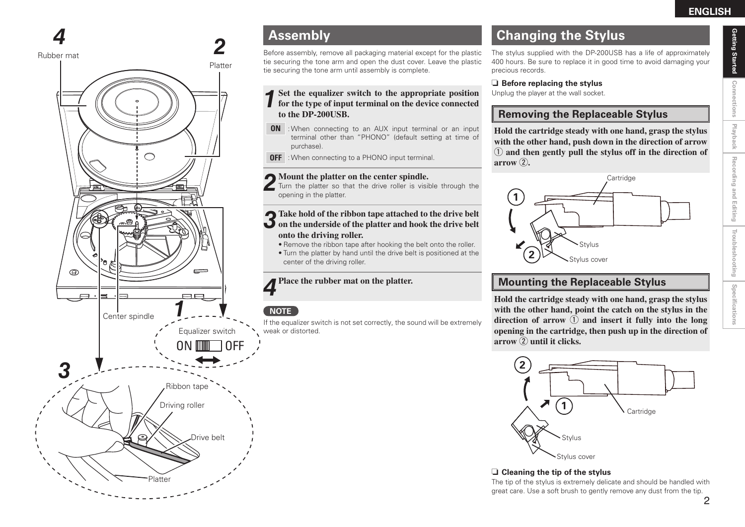## Assembly

Before assembly, remove all packaging material except for the plastic tie securing the tone arm and open the dust cover. Leave the plastic tie securing the tone arm until assembly is complete.

**1 Set the equalizer switch to the appropriate position for the type of input terminal on the device connected to the DP-200USB.**

**ON** : When connecting to an AUX input terminal or an input terminal other than "PHONO" (default setting at time of purchase).

**OFF** : When connecting to a PHONO input terminal.

**2 Mount the platter on the center spindle.**

Turn the platter so that the drive roller is visible through the opening in the platter.

**3 Take hold of the ribbon tape attached to the drive belt on the underside of the platter and hook the drive belt onto the driving roller.**

- Remove the ribbon tape after hooking the belt onto the roller.
- Turn the platter by hand until the drive belt is positioned at the center of the driving roller.

**4 Place the rubber mat on the platter.**

**NOTE**

If the equalizer switch is not set correctly, the sound will be extremely weak or distorted.

## Changing the Stylus

The stylus supplied with the DP-200USB has a life of approximately 400 hours. Be sure to replace it in good time to avoid damaging your precious records.

❑ **Before replacing the stylus**

Unplug the player at the wall socket.

### Removing the Replaceable Stylus

**Hold the cartridge steady with one hand, grasp the stylus with the other hand, push down in the direction of arrow ① and then gently pull the stylus off in the direction of arrow ②.**

### Mounting the Replaceable Stylus

**Hold the cartridge steady with one hand, grasp the stylus with the other hand, point the catch on the stylus in the direction of arrow ① and insert it fully into the long opening in the cartridge, then push up in the direction of arrow ② until it clicks.**

❑ **Cleaning the tip of the stylus**

The tip of the stylus is extremely delicate and should be handled with great care. Use a soft brush to gently remove any dust from the tip.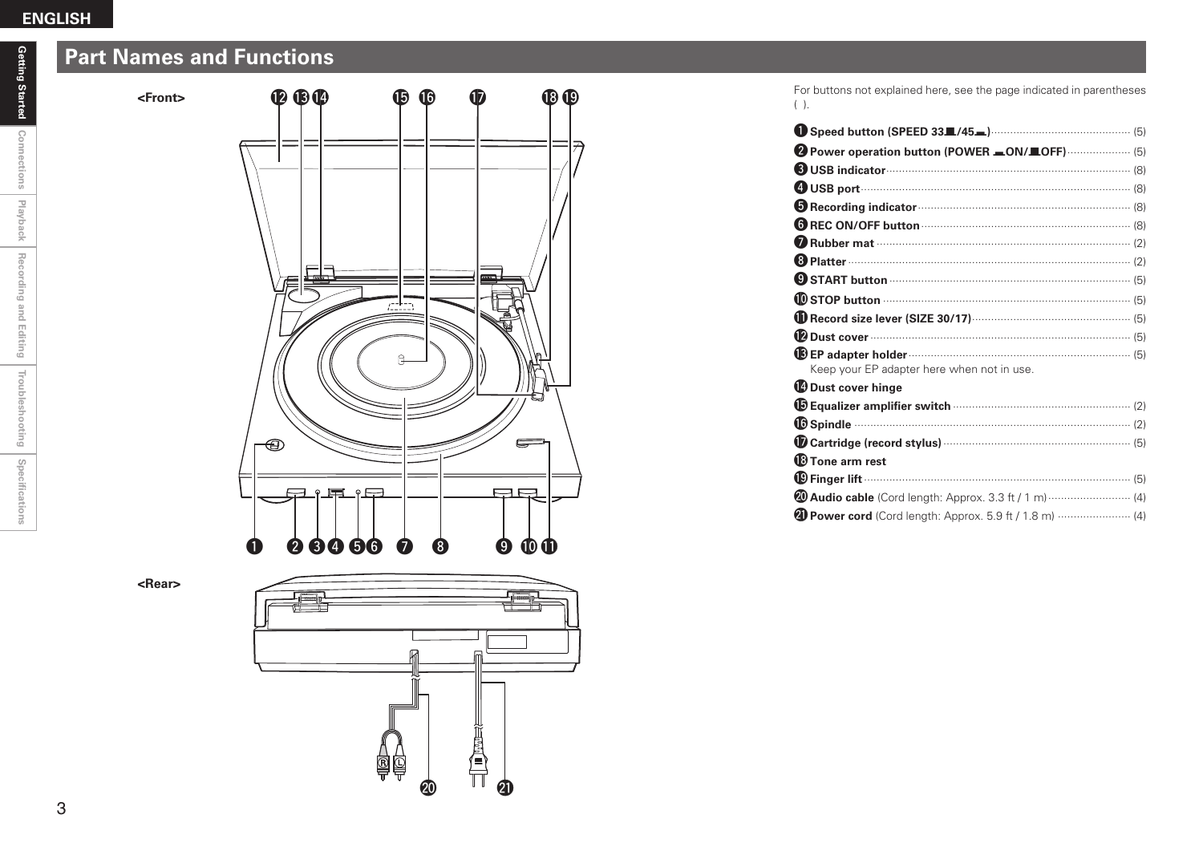## Part Names and Functions

<Front>

<Rear>

For buttons not explained here, see the page indicated in parentheses ( ).

1. **Speed button (SPEED 33▀/45▁)** ............ (5)
2. **Power operation button (POWER ▁ON/▀OFF)** ............ (5)
3. **USB indicator** ............ (8)
4. **USB port** ............ (8)
5. **Recording indicator** ............ (8)
6. **REC ON/OFF button** ............ (8)
7. **Rubber mat** ............ (2)
8. **Platter** ............ (2)
9. **START button** ............ (5)
10. **STOP button** ............ (5)
11. **Record size lever (SIZE 30/17)** ............ (5)
12. **Dust cover** ............ (5)
13. **EP adapter holder** ............ (5)
    Keep your EP adapter here when not in use.
14. **Dust cover hinge**
15. **Equalizer amplifier switch** ............ (2)
16. **Spindle** ............ (2)
17. **Cartridge (record stylus)** ............ (5)
18. **Tone arm rest**
19. **Finger lift** ............ (5)
20. **Audio cable** (Cord length: Approx. 3.3 ft / 1 m) ............ (4)
21. **Power cord** (Cord length: Approx. 5.9 ft / 1.8 m) ............ (4)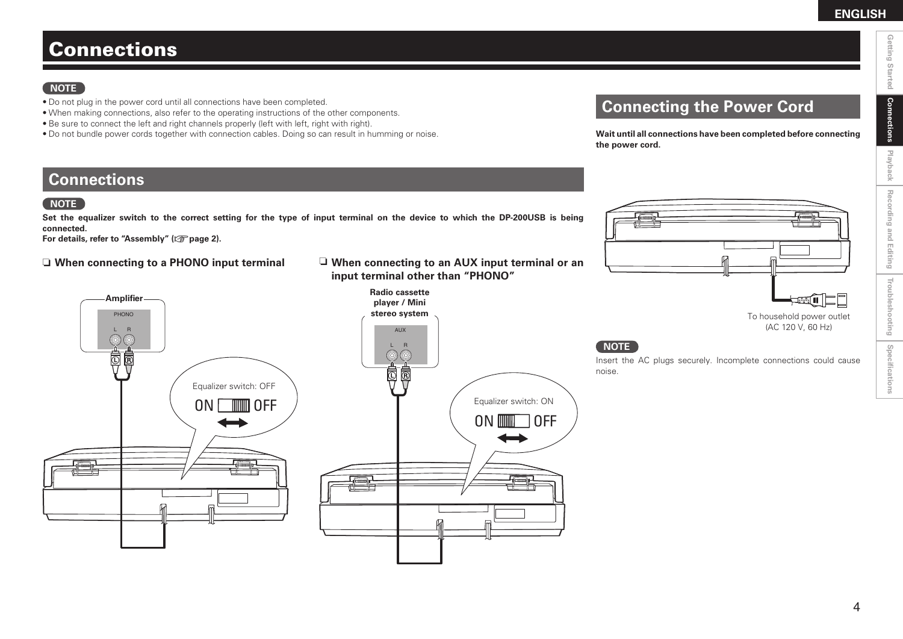# Connections

**NOTE**

- Do not plug in the power cord until all connections have been completed.
- When making connections, also refer to the operating instructions of the other components.
- Be sure to connect the left and right channels properly (left with left, right with right).
- Do not bundle power cords together with connection cables. Doing so can result in humming or noise.

## Connections

**NOTE**

**Set the equalizer switch to the correct setting for the type of input terminal on the device to which the DP-200USB is being connected.**
**For details, refer to "Assembly" (☞ page 2).**

### ❑ When connecting to a PHONO input terminal

Amplifier

PHONO

L R

Equalizer switch: OFF

ON OFF

### ❑ When connecting to an AUX input terminal or an input terminal other than "PHONO"

Radio cassette player / Mini stereo system

AUX

L R

Equalizer switch: ON

ON OFF

## Connecting the Power Cord

**Wait until all connections have been completed before connecting the power cord.**

To household power outlet (AC 120 V, 60 Hz)

**NOTE**

Insert the AC plugs securely. Incomplete connections could cause noise.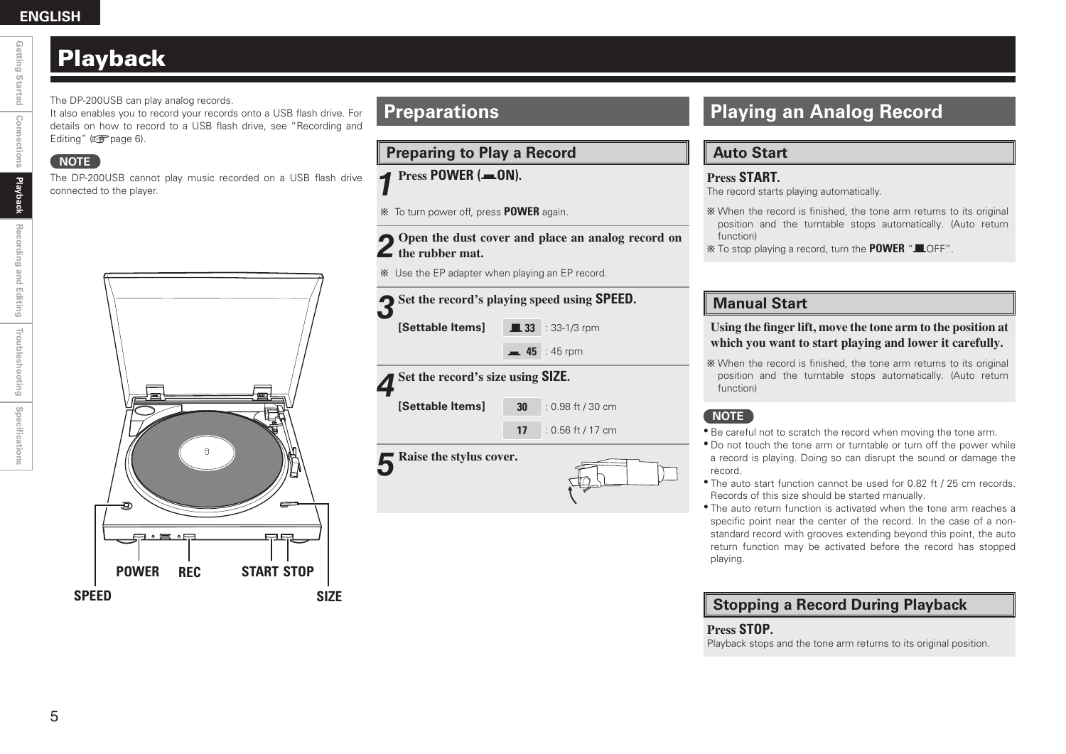# Playback

The DP-200USB can play analog records.
It also enables you to record your records onto a USB flash drive. For details on how to record to a USB flash drive, see "Recording and Editing" (☞page 6).

**NOTE**

The DP-200USB cannot play music recorded on a USB flash drive connected to the player.

POWER REC START STOP

SPEED SIZE

## Preparations

### Preparing to Play a Record

**1** **Press POWER (▬ON).**

※ To turn power off, press **POWER** again.

**2** **Open the dust cover and place an analog record on the rubber mat.**

※ Use the EP adapter when playing an EP record.

**3** **Set the record's playing speed using SPEED.**

**[Settable Items]**

| | |
|---|---|
| ▬ 33 | : 33-1/3 rpm |
| ▬ 45 | : 45 rpm |

**4** **Set the record's size using SIZE.**

**[Settable Items]**

| | |
|---|---|
| 30 | : 0.98 ft / 30 cm |
| 17 | : 0.56 ft / 17 cm |

**5** **Raise the stylus cover.**

## Playing an Analog Record

### Auto Start

**Press START.**
The record starts playing automatically.

※ When the record is finished, the tone arm returns to its original position and the turntable stops automatically. (Auto return function)
※ To stop playing a record, turn the **POWER** "▬OFF".

### Manual Start

**Using the finger lift, move the tone arm to the position at which you want to start playing and lower it carefully.**

※ When the record is finished, the tone arm returns to its original position and the turntable stops automatically. (Auto return function)

**NOTE**

- Be careful not to scratch the record when moving the tone arm.
- Do not touch the tone arm or turntable or turn off the power while a record is playing. Doing so can disrupt the sound or damage the record.
- The auto start function cannot be used for 0.82 ft / 25 cm records. Records of this size should be started manually.
- The auto return function is activated when the tone arm reaches a specific point near the center of the record. In the case of a non-standard record with grooves extending beyond this point, the auto return function may be activated before the record has stopped playing.

### Stopping a Record During Playback

**Press STOP.**
Playback stops and the tone arm returns to its original position.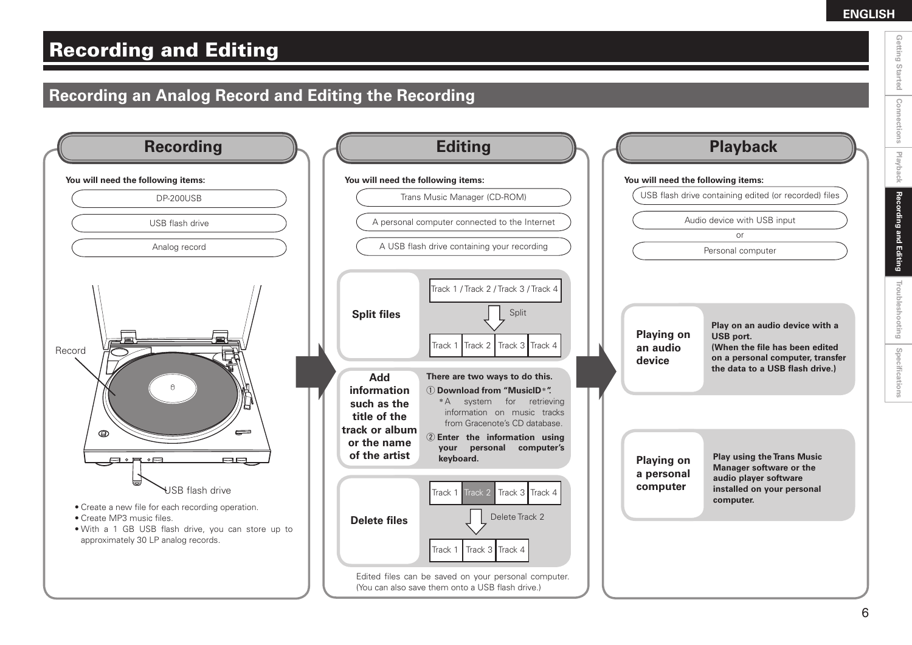# Recording and Editing

## Recording an Analog Record and Editing the Recording

### Recording

**You will need the following items:**

- DP-200USB
- USB flash drive
- Analog record

Record

USB flash drive

- Create a new file for each recording operation.
- Create MP3 music files.
- With a 1 GB USB flash drive, you can store up to approximately 30 LP analog records.

### Editing

**You will need the following items:**

- Trans Music Manager (CD-ROM)
- A personal computer connected to the Internet
- A USB flash drive containing your recording

**Split files**

Track 1 / Track 2 / Track 3 / Track 4

Split

| Track 1 | Track 2 | Track 3 | Track 4 |
|---|---|---|---|

**Add information such as the title of the track or album or the name of the artist**

**There are two ways to do this.**

① **Download from "MusicID*".**
*A system for retrieving information on music tracks from Gracenote's CD database.

② **Enter the information using your personal computer's keyboard.**

**Delete files**

| Track 1 | Track 2 | Track 3 | Track 4 |
|---|---|---|---|

Delete Track 2

| Track 1 | Track 3 | Track 4 |
|---|---|---|

Edited files can be saved on your personal computer. (You can also save them onto a USB flash drive.)

### Playback

**You will need the following items:**

- USB flash drive containing edited (or recorded) files
- Audio device with USB input
  or
- Personal computer

**Playing on an audio device**

**Play on an audio device with a USB port.**
**(When the file has been edited on a personal computer, transfer the data to a USB flash drive.)**

**Playing on a personal computer**

**Play using the Trans Music Manager software or the audio player software installed on your personal computer.**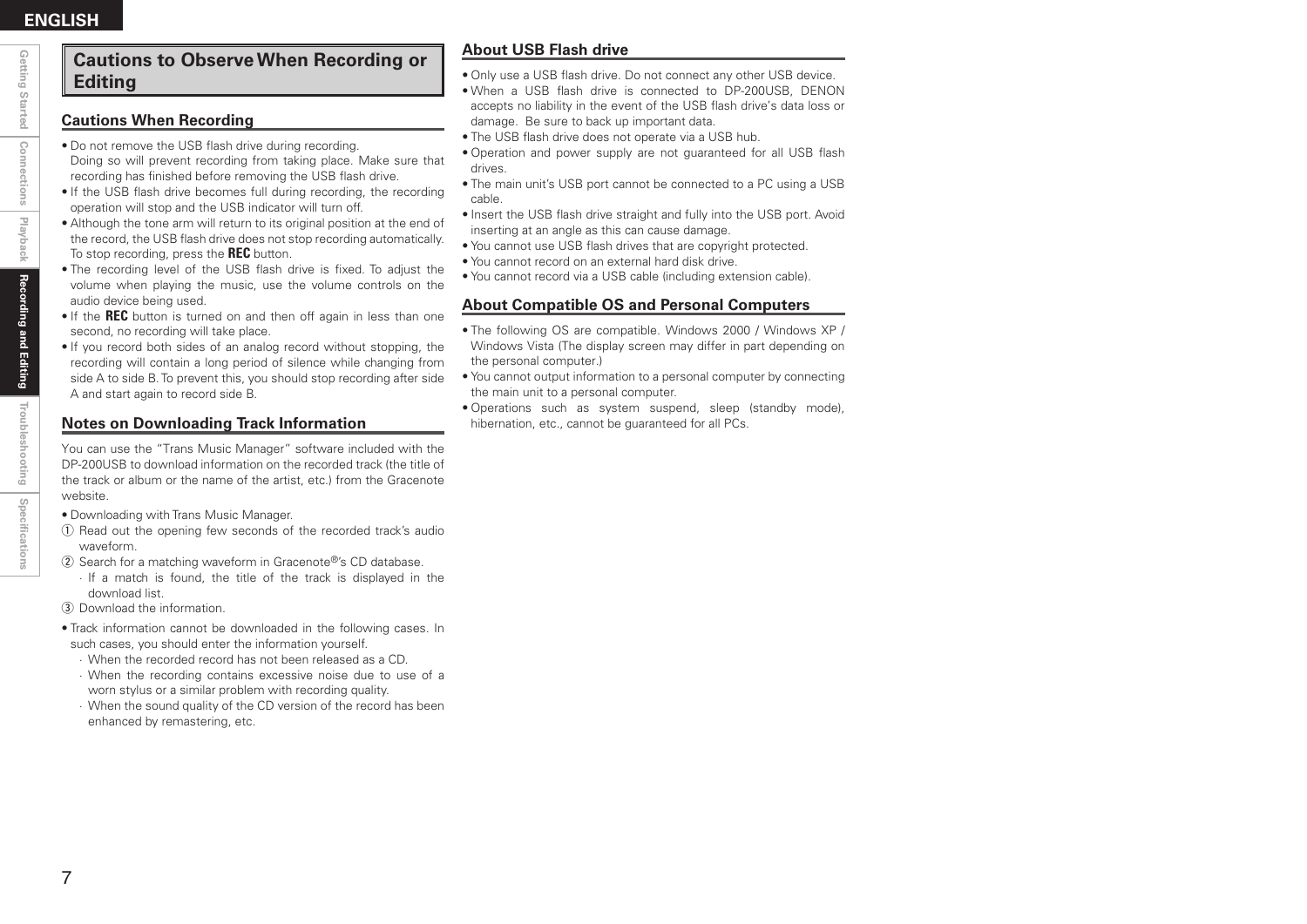## Cautions to Observe When Recording or Editing

### Cautions When Recording

- Do not remove the USB flash drive during recording.
  Doing so will prevent recording from taking place. Make sure that recording has finished before removing the USB flash drive.
- If the USB flash drive becomes full during recording, the recording operation will stop and the USB indicator will turn off.
- Although the tone arm will return to its original position at the end of the record, the USB flash drive does not stop recording automatically. To stop recording, press the **REC** button.
- The recording level of the USB flash drive is fixed. To adjust the volume when playing the music, use the volume controls on the audio device being used.
- If the **REC** button is turned on and then off again in less than one second, no recording will take place.
- If you record both sides of an analog record without stopping, the recording will contain a long period of silence while changing from side A to side B. To prevent this, you should stop recording after side A and start again to record side B.

### Notes on Downloading Track Information

You can use the "Trans Music Manager" software included with the DP-200USB to download information on the recorded track (the title of the track or album or the name of the artist, etc.) from the Gracenote website.

- Downloading with Trans Music Manager.

① Read out the opening few seconds of the recorded track's audio waveform.
② Search for a matching waveform in Gracenote®'s CD database.
  · If a match is found, the title of the track is displayed in the download list.
③ Download the information.

- Track information cannot be downloaded in the following cases. In such cases, you should enter the information yourself.
  - When the recorded record has not been released as a CD.
  - When the recording contains excessive noise due to use of a worn stylus or a similar problem with recording quality.
  - When the sound quality of the CD version of the record has been enhanced by remastering, etc.

### About USB Flash drive

- Only use a USB flash drive. Do not connect any other USB device.
- When a USB flash drive is connected to DP-200USB, DENON accepts no liability in the event of the USB flash drive's data loss or damage. Be sure to back up important data.
- The USB flash drive does not operate via a USB hub.
- Operation and power supply are not guaranteed for all USB flash drives.
- The main unit's USB port cannot be connected to a PC using a USB cable.
- Insert the USB flash drive straight and fully into the USB port. Avoid inserting at an angle as this can cause damage.
- You cannot use USB flash drives that are copyright protected.
- You cannot record on an external hard disk drive.
- You cannot record via a USB cable (including extension cable).

### About Compatible OS and Personal Computers

- The following OS are compatible. Windows 2000 / Windows XP / Windows Vista (The display screen may differ in part depending on the personal computer.)
- You cannot output information to a personal computer by connecting the main unit to a personal computer.
- Operations such as system suspend, sleep (standby mode), hibernation, etc., cannot be guaranteed for all PCs.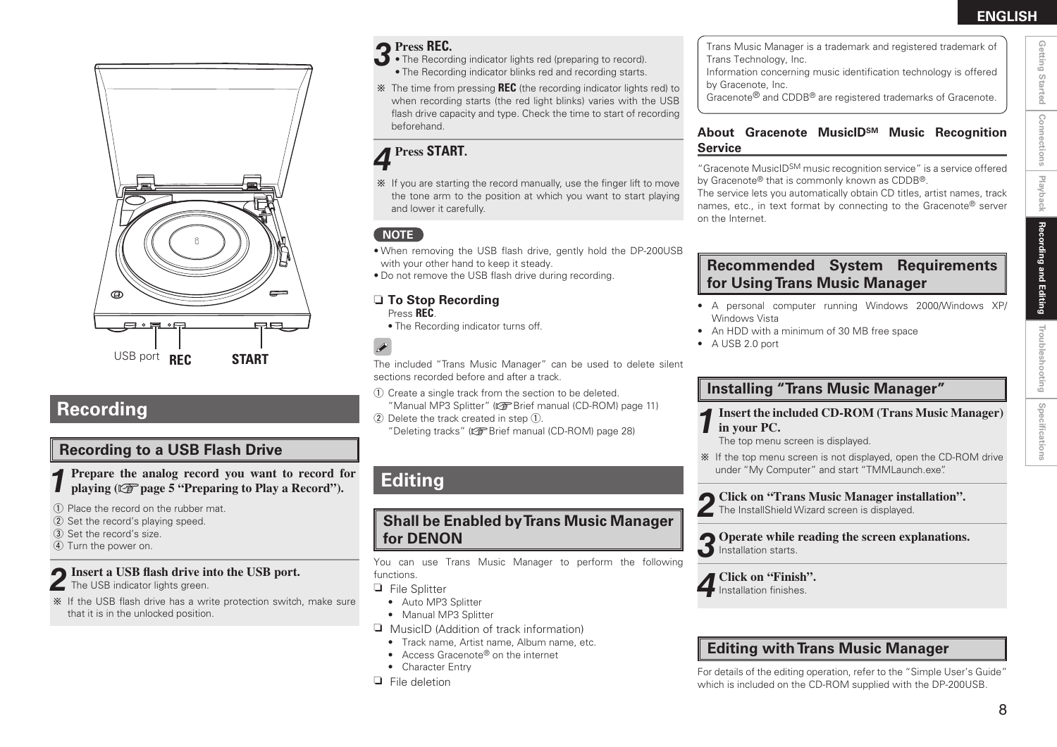USB port **REC** **START**

# Recording

## Recording to a USB Flash Drive

**1 Prepare the analog record you want to record for playing (☞ page 5 "Preparing to Play a Record").**

① Place the record on the rubber mat.
② Set the record's playing speed.
③ Set the record's size.
④ Turn the power on.

**2 Insert a USB flash drive into the USB port.**
The USB indicator lights green.

※ If the USB flash drive has a write protection switch, make sure that it is in the unlocked position.

**3 Press REC.**
- The Recording indicator lights red (preparing to record).
- The Recording indicator blinks red and recording starts.

※ The time from pressing **REC** (the recording indicator lights red) to when recording starts (the red light blinks) varies with the USB flash drive capacity and type. Check the time to start of recording beforehand.

**4 Press START.**

※ If you are starting the record manually, use the finger lift to move the tone arm to the position at which you want to start playing and lower it carefully.

**NOTE**
- When removing the USB flash drive, gently hold the DP-200USB with your other hand to keep it steady.
- Do not remove the USB flash drive during recording.

### ❑ To Stop Recording

Press **REC**.
- The Recording indicator turns off.

The included "Trans Music Manager" can be used to delete silent sections recorded before and after a track.

① Create a single track from the section to be deleted.
"Manual MP3 Splitter" (☞ Brief manual (CD-ROM) page 11)
② Delete the track created in step ①.
"Deleting tracks" (☞ Brief manual (CD-ROM) page 28)

# Editing

## Shall be Enabled by Trans Music Manager for DENON

You can use Trans Music Manager to perform the following functions.

❑ File Splitter
- Auto MP3 Splitter
- Manual MP3 Splitter

❑ MusicID (Addition of track information)
- Track name, Artist name, Album name, etc.
- Access Gracenote® on the internet
- Character Entry

❑ File deletion

Trans Music Manager is a trademark and registered trademark of Trans Technology, Inc.
Information concerning music identification technology is offered by Gracenote, Inc.
Gracenote® and CDDB® are registered trademarks of Gracenote.

### About Gracenote MusicID[SM] Music Recognition Service

"Gracenote MusicID[SM] music recognition service" is a service offered by Gracenote® that is commonly known as CDDB®.
The service lets you automatically obtain CD titles, artist names, track names, etc., in text format by connecting to the Gracenote® server on the Internet.

## Recommended System Requirements for Using Trans Music Manager

- A personal computer running Windows 2000/Windows XP/Windows Vista
- An HDD with a minimum of 30 MB free space
- A USB 2.0 port

## Installing "Trans Music Manager"

**1 Insert the included CD-ROM (Trans Music Manager) in your PC.**
The top menu screen is displayed.

※ If the top menu screen is not displayed, open the CD-ROM drive under "My Computer" and start "TMMLaunch.exe".

**2 Click on "Trans Music Manager installation".**
The InstallShield Wizard screen is displayed.

**3 Operate while reading the screen explanations.**
Installation starts.

**4 Click on "Finish".**
Installation finishes.

## Editing with Trans Music Manager

For details of the editing operation, refer to the "Simple User's Guide" which is included on the CD-ROM supplied with the DP-200USB.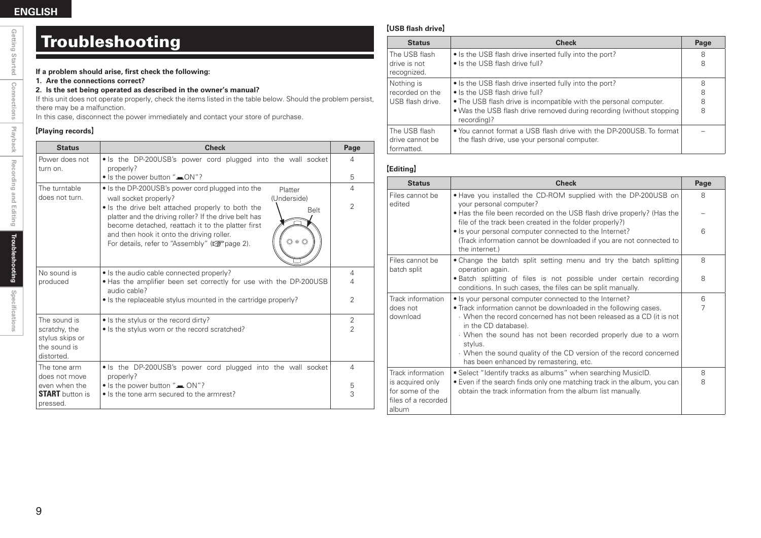# Troubleshooting

**If a problem should arise, first check the following:**

**1. Are the connections correct?**

**2. Is the set being operated as described in the owner's manual?**

If this unit does not operate properly, check the items listed in the table below. Should the problem persist, there may be a malfunction.

In this case, disconnect the power immediately and contact your store of purchase.

### 【Playing records】

| Status | Check | Page |
|---|---|---|
| Power does not turn on. | • Is the DP-200USB's power cord plugged into the wall socket properly?<br>• Is the power button "▬ON"? | 4<br><br>5 |
| The turntable does not turn. | • Is the DP-200USB's power cord plugged into the wall socket properly?<br>• Is the drive belt attached properly to both the platter and the driving roller? If the drive belt has become detached, reattach it to the platter first and then hook it onto the driving roller.<br>For details, refer to "Assembly" (☞page 2).<br>Platter (Underside)<br>Belt | 4<br><br>2 |
| No sound is produced | • Is the audio cable connected properly?<br>• Has the amplifier been set correctly for use with the DP-200USB audio cable?<br>• Is the replaceable stylus mounted in the cartridge properly? | 4<br>4<br><br>2 |
| The sound is scratchy, the stylus skips or the sound is distorted. | • Is the stylus or the record dirty?<br>• Is the stylus worn or the record scratched? | 2<br>2 |
| The tone arm does not move even when the **START** button is pressed. | • Is the DP-200USB's power cord plugged into the wall socket properly?<br>• Is the power button "▬ ON"?<br>• Is the tone arm secured to the armrest? | 4<br><br>5<br>3 |

### 【USB flash drive】

| Status | Check | Page |
|---|---|---|
| The USB flash drive is not recognized. | • Is the USB flash drive inserted fully into the port?<br>• Is the USB flash drive full? | 8<br>8 |
| Nothing is recorded on the USB flash drive. | • Is the USB flash drive inserted fully into the port?<br>• Is the USB flash drive full?<br>• The USB flash drive is incompatible with the personal computer.<br>• Was the USB flash drive removed during recording (without stopping recording)? | 8<br>8<br>8<br>8 |
| The USB flash drive cannot be formatted. | • You cannot format a USB flash drive with the DP-200USB. To format the flash drive, use your personal computer. | – |

### 【Editing】

| Status | Check | Page |
|---|---|---|
| Files cannot be edited | • Have you installed the CD-ROM supplied with the DP-200USB on your personal computer?<br>• Has the file been recorded on the USB flash drive properly? (Has the file of the track been created in the folder properly?)<br>• Is your personal computer connected to the Internet?<br>(Track information cannot be downloaded if you are not connected to the internet.) | 8<br><br>–<br><br>6 |
| Files cannot be batch split | • Change the batch split setting menu and try the batch splitting operation again.<br>• Batch splitting of files is not possible under certain recording conditions. In such cases, the files can be split manually. | 8<br><br>8 |
| Track information does not download | • Is your personal computer connected to the Internet?<br>• Track information cannot be downloaded in the following cases.<br>· When the record concerned has not been released as a CD (it is not in the CD database).<br>· When the sound has not been recorded properly due to a worn stylus.<br>· When the sound quality of the CD version of the record concerned has been enhanced by remastering, etc. | 6<br>7 |
| Track information is acquired only for some of the files of a recorded album | • Select "Identify tracks as albums" when searching MusicID.<br>• Even if the search finds only one matching track in the album, you can obtain the track information from the album list manually. | 8<br>8 |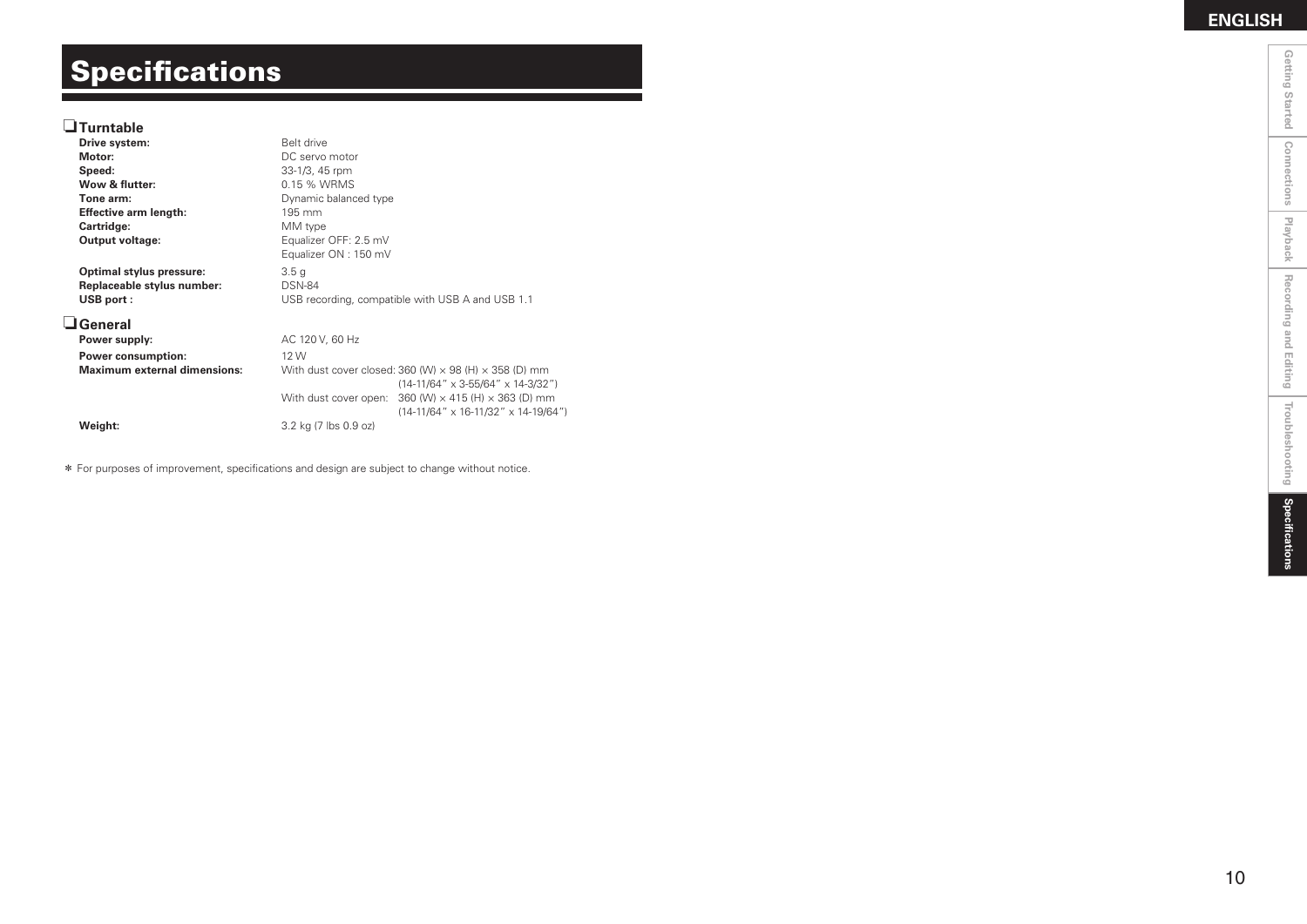# Specifications

## ❑ Turntable

| | |
|---|---|
| **Drive system:** | Belt drive |
| **Motor:** | DC servo motor |
| **Speed:** | 33-1/3, 45 rpm |
| **Wow & flutter:** | 0.15 % WRMS |
| **Tone arm:** | Dynamic balanced type |
| **Effective arm length:** | 195 mm |
| **Cartridge:** | MM type |
| **Output voltage:** | Equalizer OFF: 2.5 mV<br>Equalizer ON : 150 mV |
| **Optimal stylus pressure:** | 3.5 g |
| **Replaceable stylus number:** | DSN-84 |
| **USB port :** | USB recording, compatible with USB A and USB 1.1 |

## ❑ General

| | |
|---|---|
| **Power supply:** | AC 120 V, 60 Hz |
| **Power consumption:** | 12 W |
| **Maximum external dimensions:** | With dust cover closed: 360 (W) × 98 (H) × 358 (D) mm<br>(14-11/64" x 3-55/64" x 14-3/32")<br>With dust cover open: 360 (W) × 415 (H) × 363 (D) mm<br>(14-11/64" x 16-11/32" x 14-19/64") |
| **Weight:** | 3.2 kg (7 lbs 0.9 oz) |

* For purposes of improvement, specifications and design are subject to change without notice.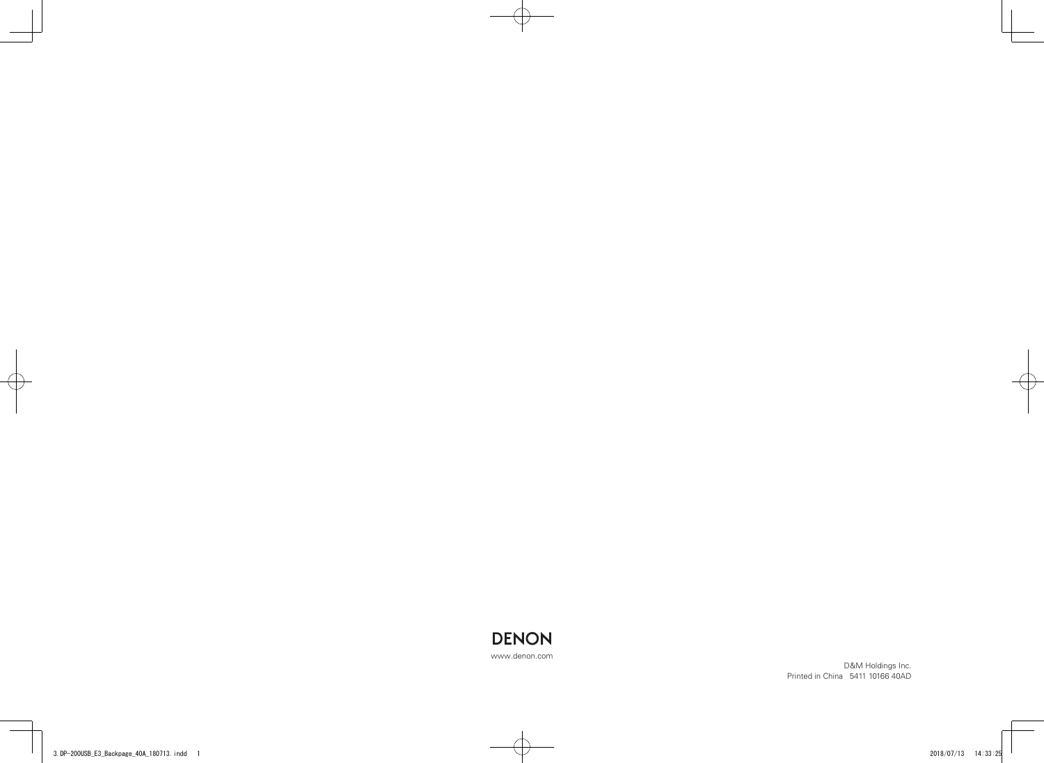DENON

www.denon.com

D&M Holdings Inc.

Printed in China 5411 10166 40AD